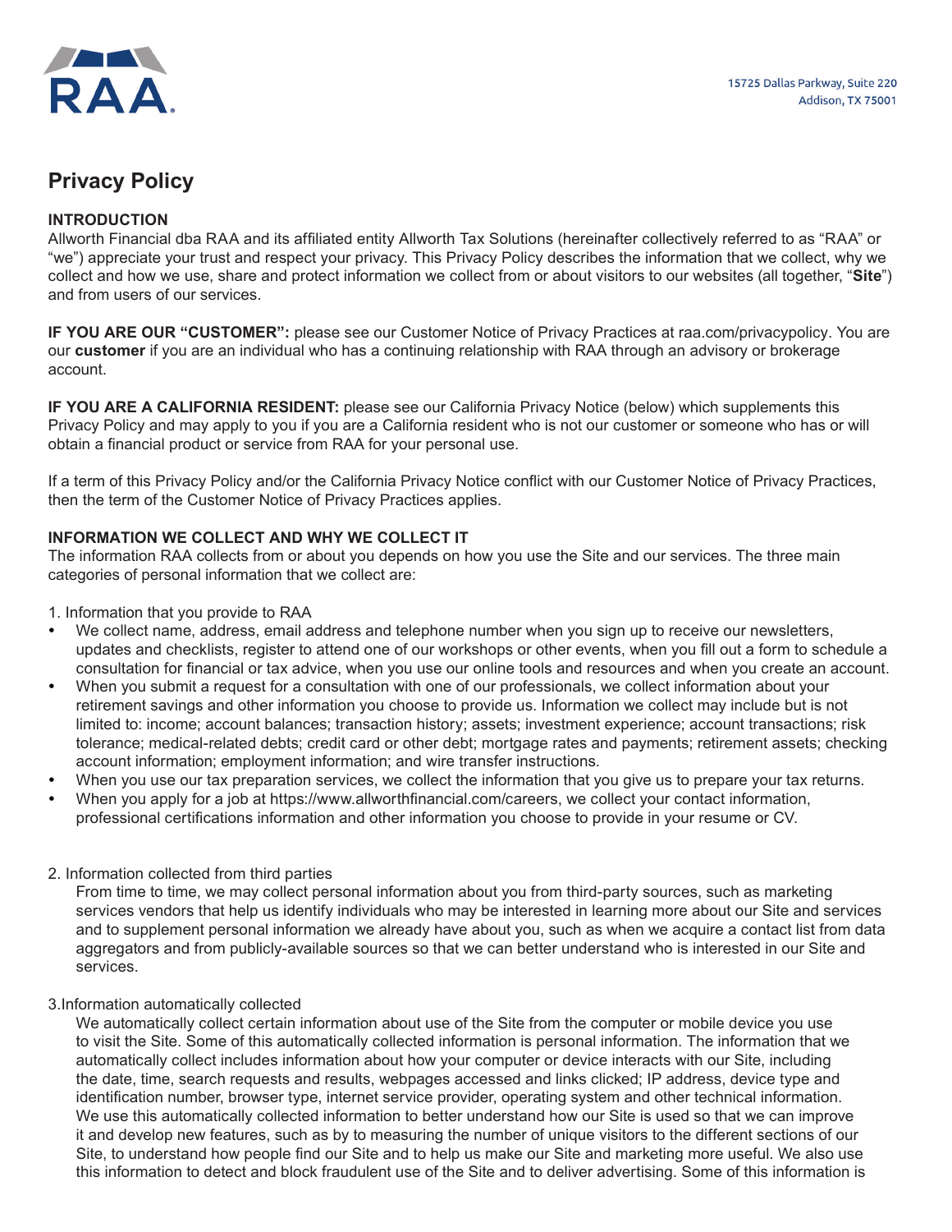RAA

15725 Dallas Parkway, Suite 220
Addison, TX 75001

# Privacy Policy

## INTRODUCTION

Allworth Financial dba RAA and its affiliated entity Allworth Tax Solutions (hereinafter collectively referred to as "RAA" or "we") appreciate your trust and respect your privacy. This Privacy Policy describes the information that we collect, why we collect and how we use, share and protect information we collect from or about visitors to our websites (all together, "**Site**") and from users of our services.

**IF YOU ARE OUR "CUSTOMER":** please see our Customer Notice of Privacy Practices at raa.com/privacypolicy. You are our **customer** if you are an individual who has a continuing relationship with RAA through an advisory or brokerage account.

**IF YOU ARE A CALIFORNIA RESIDENT:** please see our California Privacy Notice (below) which supplements this Privacy Policy and may apply to you if you are a California resident who is not our customer or someone who has or will obtain a financial product or service from RAA for your personal use.

If a term of this Privacy Policy and/or the California Privacy Notice conflict with our Customer Notice of Privacy Practices, then the term of the Customer Notice of Privacy Practices applies.

## INFORMATION WE COLLECT AND WHY WE COLLECT IT

The information RAA collects from or about you depends on how you use the Site and our services. The three main categories of personal information that we collect are:

1. Information that you provide to RAA

- We collect name, address, email address and telephone number when you sign up to receive our newsletters, updates and checklists, register to attend one of our workshops or other events, when you fill out a form to schedule a consultation for financial or tax advice, when you use our online tools and resources and when you create an account.
- When you submit a request for a consultation with one of our professionals, we collect information about your retirement savings and other information you choose to provide us. Information we collect may include but is not limited to: income; account balances; transaction history; assets; investment experience; account transactions; risk tolerance; medical-related debts; credit card or other debt; mortgage rates and payments; retirement assets; checking account information; employment information; and wire transfer instructions.
- When you use our tax preparation services, we collect the information that you give us to prepare your tax returns.
- When you apply for a job at https://www.allworthfinancial.com/careers, we collect your contact information, professional certifications information and other information you choose to provide in your resume or CV.

2. Information collected from third parties

From time to time, we may collect personal information about you from third-party sources, such as marketing services vendors that help us identify individuals who may be interested in learning more about our Site and services and to supplement personal information we already have about you, such as when we acquire a contact list from data aggregators and from publicly-available sources so that we can better understand who is interested in our Site and services.

3.Information automatically collected

We automatically collect certain information about use of the Site from the computer or mobile device you use to visit the Site. Some of this automatically collected information is personal information. The information that we automatically collect includes information about how your computer or device interacts with our Site, including the date, time, search requests and results, webpages accessed and links clicked; IP address, device type and identification number, browser type, internet service provider, operating system and other technical information. We use this automatically collected information to better understand how our Site is used so that we can improve it and develop new features, such as by to measuring the number of unique visitors to the different sections of our Site, to understand how people find our Site and to help us make our Site and marketing more useful. We also use this information to detect and block fraudulent use of the Site and to deliver advertising. Some of this information is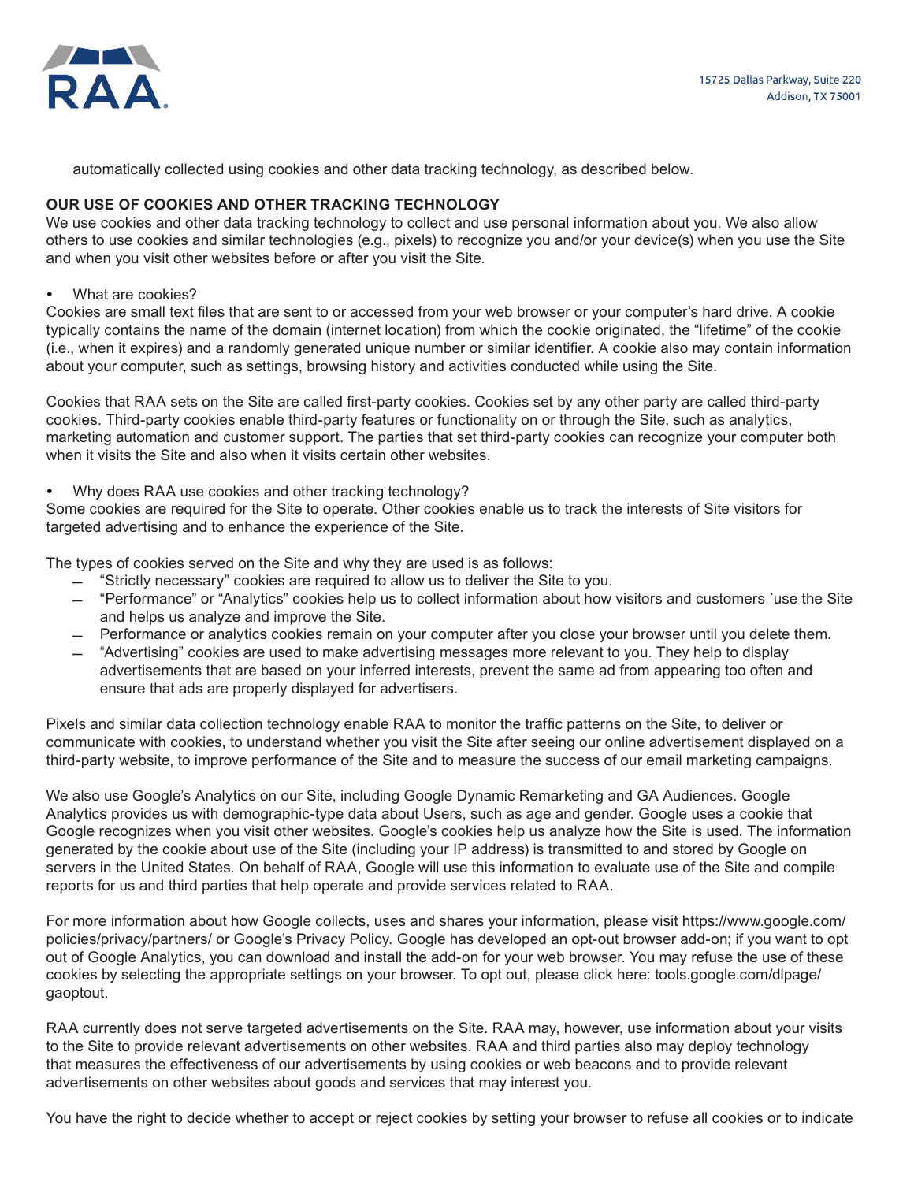automatically collected using cookies and other data tracking technology, as described below.

**OUR USE OF COOKIES AND OTHER TRACKING TECHNOLOGY**

We use cookies and other data tracking technology to collect and use personal information about you. We also allow others to use cookies and similar technologies (e.g., pixels) to recognize you and/or your device(s) when you use the Site and when you visit other websites before or after you visit the Site.

- What are cookies?

Cookies are small text files that are sent to or accessed from your web browser or your computer's hard drive. A cookie typically contains the name of the domain (internet location) from which the cookie originated, the "lifetime" of the cookie (i.e., when it expires) and a randomly generated unique number or similar identifier. A cookie also may contain information about your computer, such as settings, browsing history and activities conducted while using the Site.

Cookies that RAA sets on the Site are called first-party cookies. Cookies set by any other party are called third-party cookies. Third-party cookies enable third-party features or functionality on or through the Site, such as analytics, marketing automation and customer support. The parties that set third-party cookies can recognize your computer both when it visits the Site and also when it visits certain other websites.

- Why does RAA use cookies and other tracking technology?

Some cookies are required for the Site to operate. Other cookies enable us to track the interests of Site visitors for targeted advertising and to enhance the experience of the Site.

The types of cookies served on the Site and why they are used is as follows:

- "Strictly necessary" cookies are required to allow us to deliver the Site to you.
- "Performance" or "Analytics" cookies help us to collect information about how visitors and customers `use the Site and helps us analyze and improve the Site.
- Performance or analytics cookies remain on your computer after you close your browser until you delete them.
- "Advertising" cookies are used to make advertising messages more relevant to you. They help to display advertisements that are based on your inferred interests, prevent the same ad from appearing too often and ensure that ads are properly displayed for advertisers.

Pixels and similar data collection technology enable RAA to monitor the traffic patterns on the Site, to deliver or communicate with cookies, to understand whether you visit the Site after seeing our online advertisement displayed on a third-party website, to improve performance of the Site and to measure the success of our email marketing campaigns.

We also use Google's Analytics on our Site, including Google Dynamic Remarketing and GA Audiences. Google Analytics provides us with demographic-type data about Users, such as age and gender. Google uses a cookie that Google recognizes when you visit other websites. Google's cookies help us analyze how the Site is used. The information generated by the cookie about use of the Site (including your IP address) is transmitted to and stored by Google on servers in the United States. On behalf of RAA, Google will use this information to evaluate use of the Site and compile reports for us and third parties that help operate and provide services related to RAA.

For more information about how Google collects, uses and shares your information, please visit https://www.google.com/policies/privacy/partners/ or Google's Privacy Policy. Google has developed an opt-out browser add-on; if you want to opt out of Google Analytics, you can download and install the add-on for your web browser. You may refuse the use of these cookies by selecting the appropriate settings on your browser. To opt out, please click here: tools.google.com/dlpage/gaoptout.

RAA currently does not serve targeted advertisements on the Site. RAA may, however, use information about your visits to the Site to provide relevant advertisements on other websites. RAA and third parties also may deploy technology that measures the effectiveness of our advertisements by using cookies or web beacons and to provide relevant advertisements on other websites about goods and services that may interest you.

You have the right to decide whether to accept or reject cookies by setting your browser to refuse all cookies or to indicate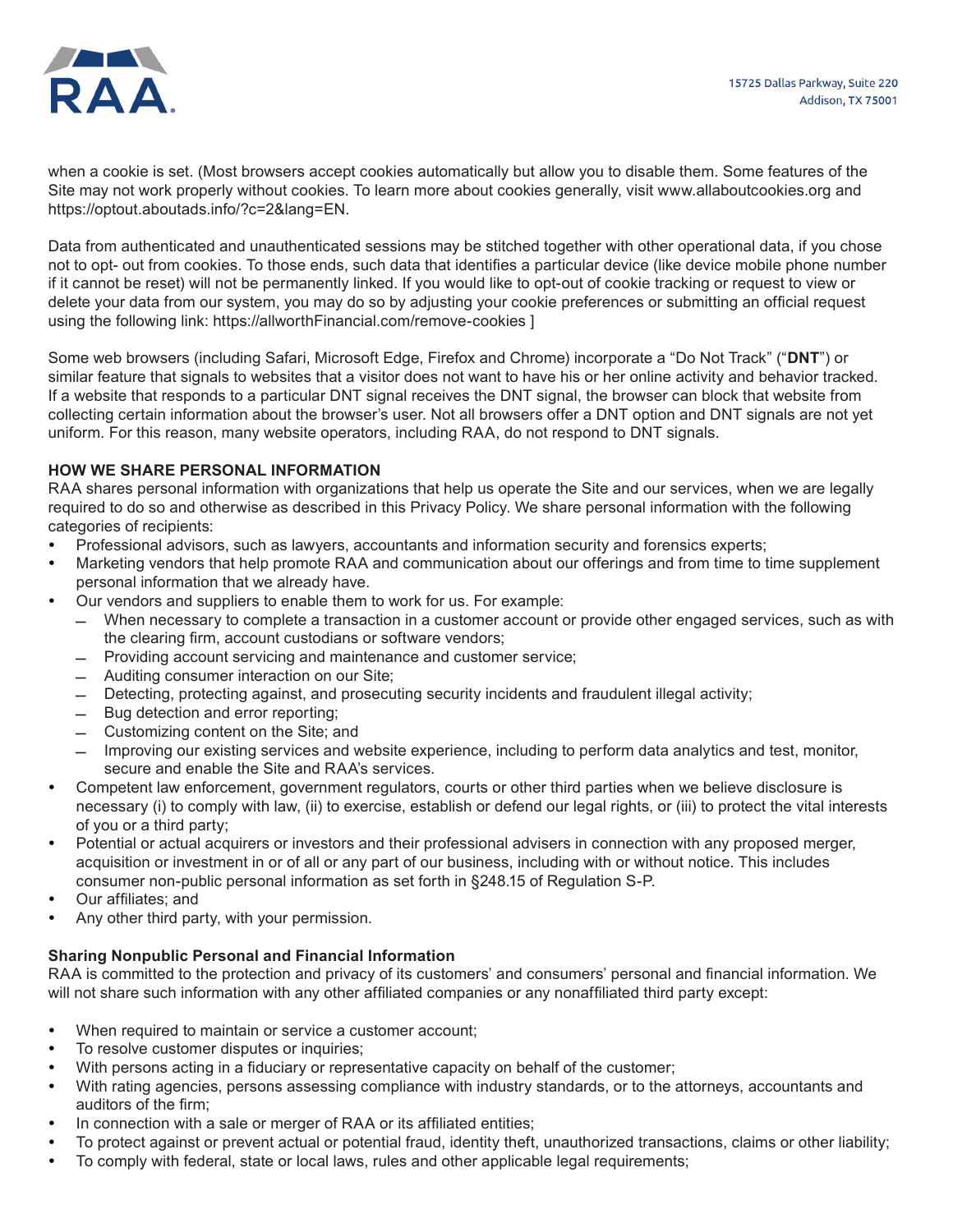when a cookie is set. (Most browsers accept cookies automatically but allow you to disable them. Some features of the Site may not work properly without cookies. To learn more about cookies generally, visit www.allaboutcookies.org and https://optout.aboutads.info/?c=2&lang=EN.

Data from authenticated and unauthenticated sessions may be stitched together with other operational data, if you chose not to opt- out from cookies. To those ends, such data that identifies a particular device (like device mobile phone number if it cannot be reset) will not be permanently linked. If you would like to opt-out of cookie tracking or request to view or delete your data from our system, you may do so by adjusting your cookie preferences or submitting an official request using the following link: https://allworthFinancial.com/remove-cookies ]

Some web browsers (including Safari, Microsoft Edge, Firefox and Chrome) incorporate a "Do Not Track" ("**DNT**") or similar feature that signals to websites that a visitor does not want to have his or her online activity and behavior tracked. If a website that responds to a particular DNT signal receives the DNT signal, the browser can block that website from collecting certain information about the browser's user. Not all browsers offer a DNT option and DNT signals are not yet uniform. For this reason, many website operators, including RAA, do not respond to DNT signals.

**HOW WE SHARE PERSONAL INFORMATION**

RAA shares personal information with organizations that help us operate the Site and our services, when we are legally required to do so and otherwise as described in this Privacy Policy. We share personal information with the following categories of recipients:

- Professional advisors, such as lawyers, accountants and information security and forensics experts;
- Marketing vendors that help promote RAA and communication about our offerings and from time to time supplement personal information that we already have.
- Our vendors and suppliers to enable them to work for us. For example:
  - When necessary to complete a transaction in a customer account or provide other engaged services, such as with the clearing firm, account custodians or software vendors;
  - Providing account servicing and maintenance and customer service;
  - Auditing consumer interaction on our Site;
  - Detecting, protecting against, and prosecuting security incidents and fraudulent illegal activity;
  - Bug detection and error reporting;
  - Customizing content on the Site; and
  - Improving our existing services and website experience, including to perform data analytics and test, monitor, secure and enable the Site and RAA's services.
- Competent law enforcement, government regulators, courts or other third parties when we believe disclosure is necessary (i) to comply with law, (ii) to exercise, establish or defend our legal rights, or (iii) to protect the vital interests of you or a third party;
- Potential or actual acquirers or investors and their professional advisers in connection with any proposed merger, acquisition or investment in or of all or any part of our business, including with or without notice. This includes consumer non-public personal information as set forth in §248.15 of Regulation S-P.
- Our affiliates; and
- Any other third party, with your permission.

**Sharing Nonpublic Personal and Financial Information**

RAA is committed to the protection and privacy of its customers' and consumers' personal and financial information. We will not share such information with any other affiliated companies or any nonaffiliated third party except:

- When required to maintain or service a customer account;
- To resolve customer disputes or inquiries;
- With persons acting in a fiduciary or representative capacity on behalf of the customer;
- With rating agencies, persons assessing compliance with industry standards, or to the attorneys, accountants and auditors of the firm;
- In connection with a sale or merger of RAA or its affiliated entities;
- To protect against or prevent actual or potential fraud, identity theft, unauthorized transactions, claims or other liability;
- To comply with federal, state or local laws, rules and other applicable legal requirements;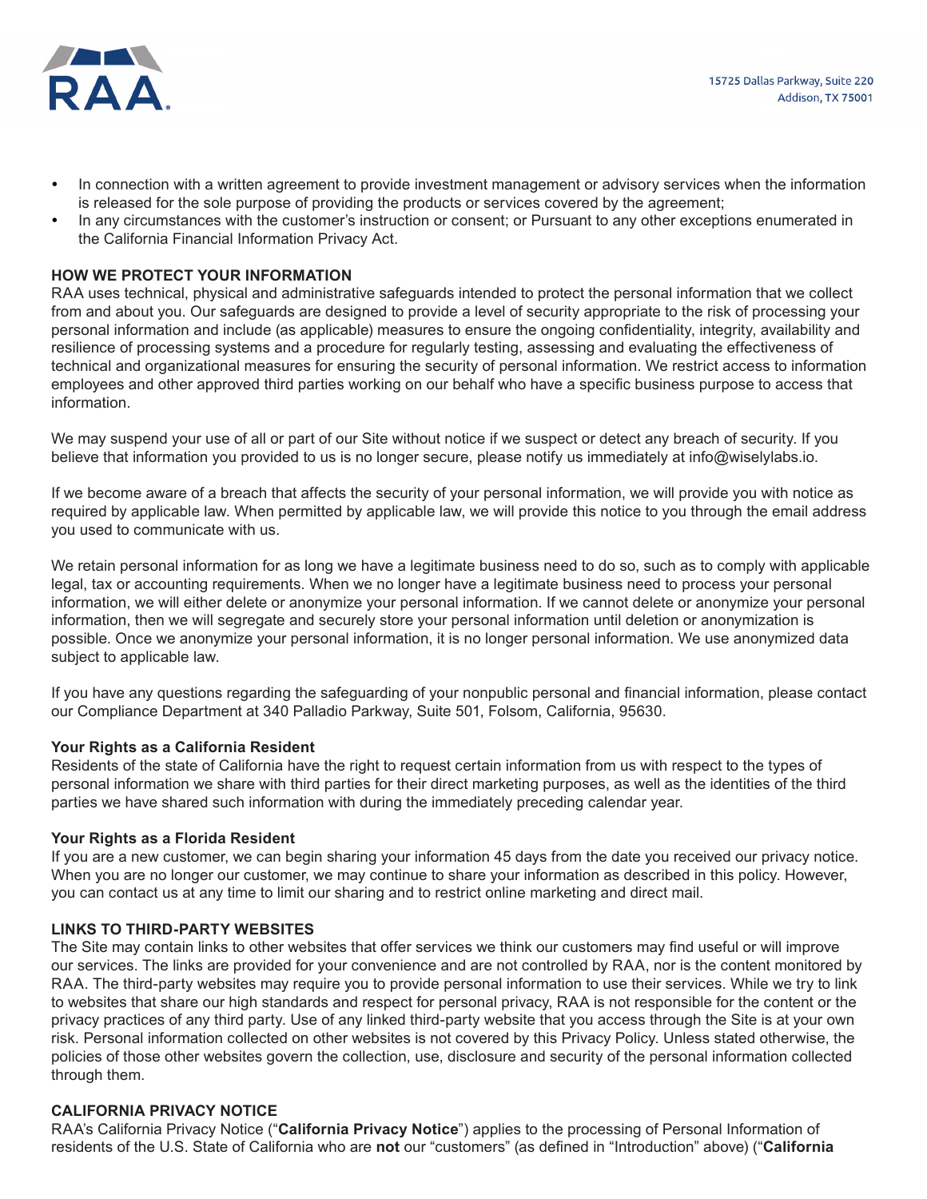- In connection with a written agreement to provide investment management or advisory services when the information is released for the sole purpose of providing the products or services covered by the agreement;
- In any circumstances with the customer's instruction or consent; or Pursuant to any other exceptions enumerated in the California Financial Information Privacy Act.

**HOW WE PROTECT YOUR INFORMATION**

RAA uses technical, physical and administrative safeguards intended to protect the personal information that we collect from and about you. Our safeguards are designed to provide a level of security appropriate to the risk of processing your personal information and include (as applicable) measures to ensure the ongoing confidentiality, integrity, availability and resilience of processing systems and a procedure for regularly testing, assessing and evaluating the effectiveness of technical and organizational measures for ensuring the security of personal information. We restrict access to information employees and other approved third parties working on our behalf who have a specific business purpose to access that information.

We may suspend your use of all or part of our Site without notice if we suspect or detect any breach of security. If you believe that information you provided to us is no longer secure, please notify us immediately at info@wiselylabs.io.

If we become aware of a breach that affects the security of your personal information, we will provide you with notice as required by applicable law. When permitted by applicable law, we will provide this notice to you through the email address you used to communicate with us.

We retain personal information for as long we have a legitimate business need to do so, such as to comply with applicable legal, tax or accounting requirements. When we no longer have a legitimate business need to process your personal information, we will either delete or anonymize your personal information. If we cannot delete or anonymize your personal information, then we will segregate and securely store your personal information until deletion or anonymization is possible. Once we anonymize your personal information, it is no longer personal information. We use anonymized data subject to applicable law.

If you have any questions regarding the safeguarding of your nonpublic personal and financial information, please contact our Compliance Department at 340 Palladio Parkway, Suite 501, Folsom, California, 95630.

**Your Rights as a California Resident**

Residents of the state of California have the right to request certain information from us with respect to the types of personal information we share with third parties for their direct marketing purposes, as well as the identities of the third parties we have shared such information with during the immediately preceding calendar year.

**Your Rights as a Florida Resident**

If you are a new customer, we can begin sharing your information 45 days from the date you received our privacy notice. When you are no longer our customer, we may continue to share your information as described in this policy. However, you can contact us at any time to limit our sharing and to restrict online marketing and direct mail.

**LINKS TO THIRD-PARTY WEBSITES**

The Site may contain links to other websites that offer services we think our customers may find useful or will improve our services. The links are provided for your convenience and are not controlled by RAA, nor is the content monitored by RAA. The third-party websites may require you to provide personal information to use their services. While we try to link to websites that share our high standards and respect for personal privacy, RAA is not responsible for the content or the privacy practices of any third party. Use of any linked third-party website that you access through the Site is at your own risk. Personal information collected on other websites is not covered by this Privacy Policy. Unless stated otherwise, the policies of those other websites govern the collection, use, disclosure and security of the personal information collected through them.

**CALIFORNIA PRIVACY NOTICE**

RAA's California Privacy Notice ("**California Privacy Notice**") applies to the processing of Personal Information of residents of the U.S. State of California who are **not** our "customers" (as defined in "Introduction" above) ("**California**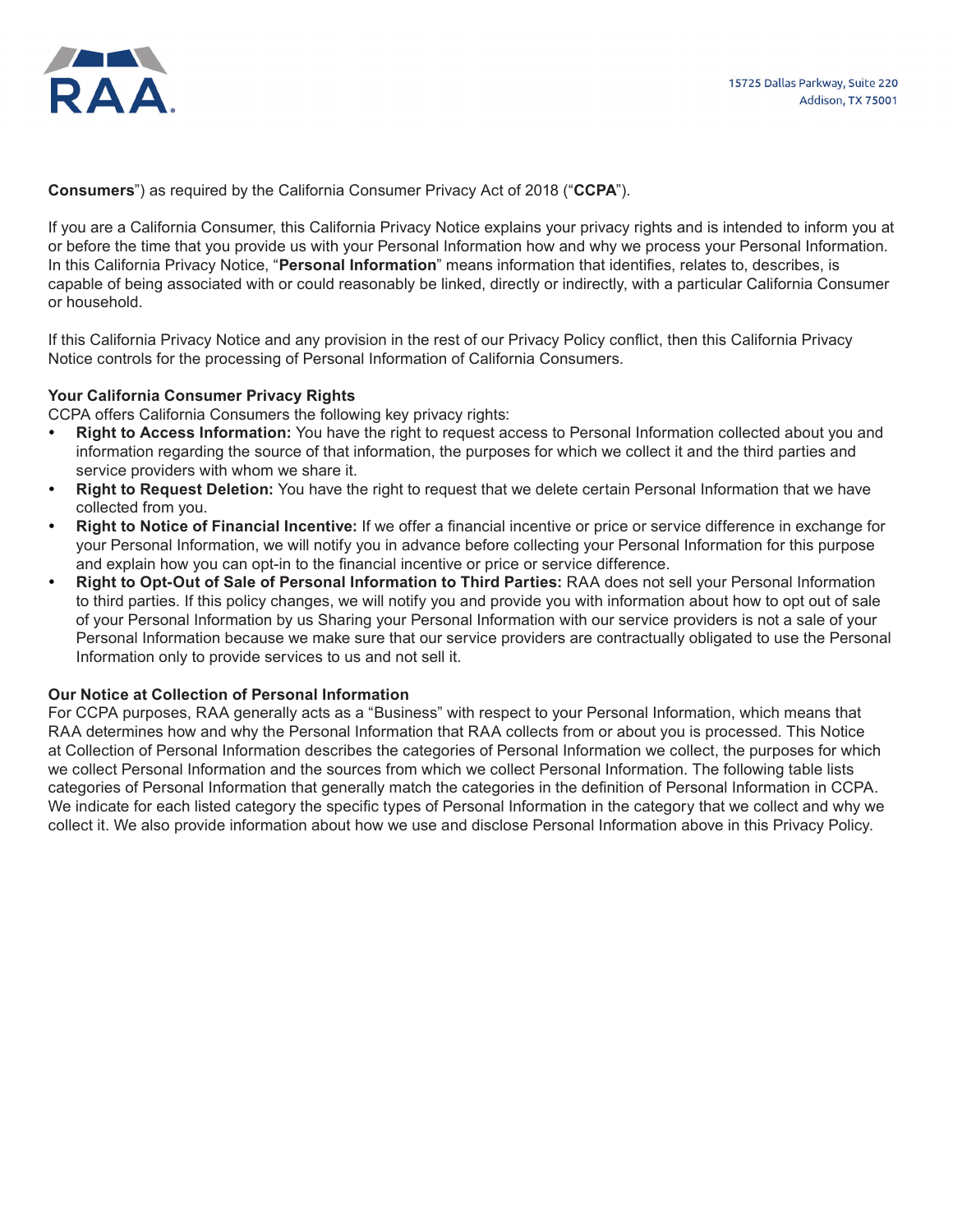**Consumers**") as required by the California Consumer Privacy Act of 2018 ("**CCPA**").

If you are a California Consumer, this California Privacy Notice explains your privacy rights and is intended to inform you at or before the time that you provide us with your Personal Information how and why we process your Personal Information. In this California Privacy Notice, "**Personal Information**" means information that identifies, relates to, describes, is capable of being associated with or could reasonably be linked, directly or indirectly, with a particular California Consumer or household.

If this California Privacy Notice and any provision in the rest of our Privacy Policy conflict, then this California Privacy Notice controls for the processing of Personal Information of California Consumers.

**Your California Consumer Privacy Rights**

CCPA offers California Consumers the following key privacy rights:

- **Right to Access Information:** You have the right to request access to Personal Information collected about you and information regarding the source of that information, the purposes for which we collect it and the third parties and service providers with whom we share it.
- **Right to Request Deletion:** You have the right to request that we delete certain Personal Information that we have collected from you.
- **Right to Notice of Financial Incentive:** If we offer a financial incentive or price or service difference in exchange for your Personal Information, we will notify you in advance before collecting your Personal Information for this purpose and explain how you can opt-in to the financial incentive or price or service difference.
- **Right to Opt-Out of Sale of Personal Information to Third Parties:** RAA does not sell your Personal Information to third parties. If this policy changes, we will notify you and provide you with information about how to opt out of sale of your Personal Information by us Sharing your Personal Information with our service providers is not a sale of your Personal Information because we make sure that our service providers are contractually obligated to use the Personal Information only to provide services to us and not sell it.

**Our Notice at Collection of Personal Information**

For CCPA purposes, RAA generally acts as a "Business" with respect to your Personal Information, which means that RAA determines how and why the Personal Information that RAA collects from or about you is processed. This Notice at Collection of Personal Information describes the categories of Personal Information we collect, the purposes for which we collect Personal Information and the sources from which we collect Personal Information. The following table lists categories of Personal Information that generally match the categories in the definition of Personal Information in CCPA. We indicate for each listed category the specific types of Personal Information in the category that we collect and why we collect it. We also provide information about how we use and disclose Personal Information above in this Privacy Policy.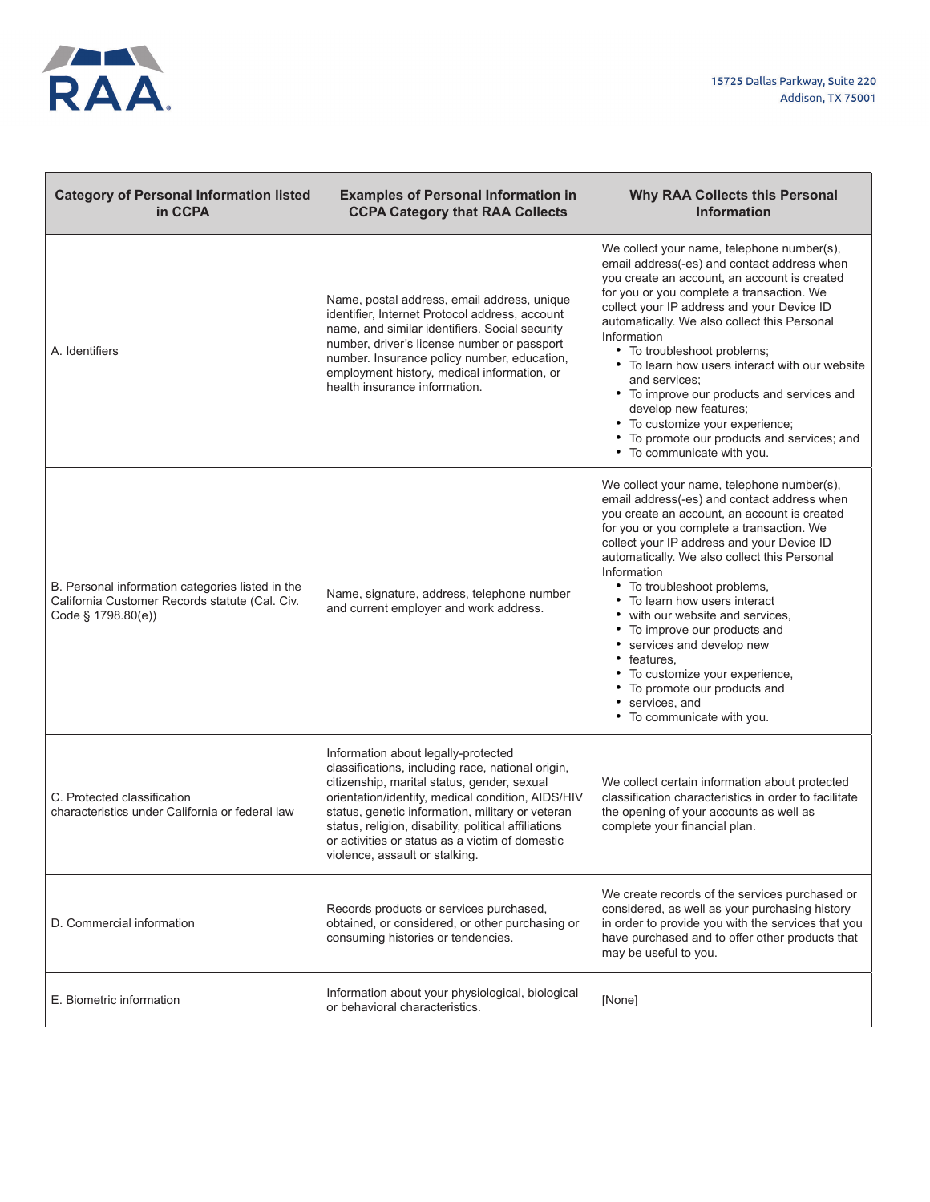| Category of Personal Information listed in CCPA | Examples of Personal Information in CCPA Category that RAA Collects | Why RAA Collects this Personal Information |
|---|---|---|
| A. Identifiers | Name, postal address, email address, unique identifier, Internet Protocol address, account name, and similar identifiers. Social security number, driver's license number or passport number. Insurance policy number, education, employment history, medical information, or health insurance information. | We collect your name, telephone number(s), email address(-es) and contact address when you create an account, an account is created for you or you complete a transaction. We collect your IP address and your Device ID automatically. We also collect this Personal Information<br>• To troubleshoot problems;<br>• To learn how users interact with our website and services;<br>• To improve our products and services and develop new features;<br>• To customize your experience;<br>• To promote our products and services; and<br>• To communicate with you. |
| B. Personal information categories listed in the California Customer Records statute (Cal. Civ. Code § 1798.80(e)) | Name, signature, address, telephone number and current employer and work address. | We collect your name, telephone number(s), email address(-es) and contact address when you create an account, an account is created for you or you complete a transaction. We collect your IP address and your Device ID automatically. We also collect this Personal Information<br>• To troubleshoot problems,<br>• To learn how users interact<br>• with our website and services,<br>• To improve our products and<br>• services and develop new<br>• features,<br>• To customize your experience,<br>• To promote our products and<br>• services, and<br>• To communicate with you. |
| C. Protected classification characteristics under California or federal law | Information about legally-protected classifications, including race, national origin, citizenship, marital status, gender, sexual orientation/identity, medical condition, AIDS/HIV status, genetic information, military or veteran status, religion, disability, political affiliations or activities or status as a victim of domestic violence, assault or stalking. | We collect certain information about protected classification characteristics in order to facilitate the opening of your accounts as well as complete your financial plan. |
| D. Commercial information | Records products or services purchased, obtained, or considered, or other purchasing or consuming histories or tendencies. | We create records of the services purchased or considered, as well as your purchasing history in order to provide you with the services that you have purchased and to offer other products that may be useful to you. |
| E. Biometric information | Information about your physiological, biological or behavioral characteristics. | [None] |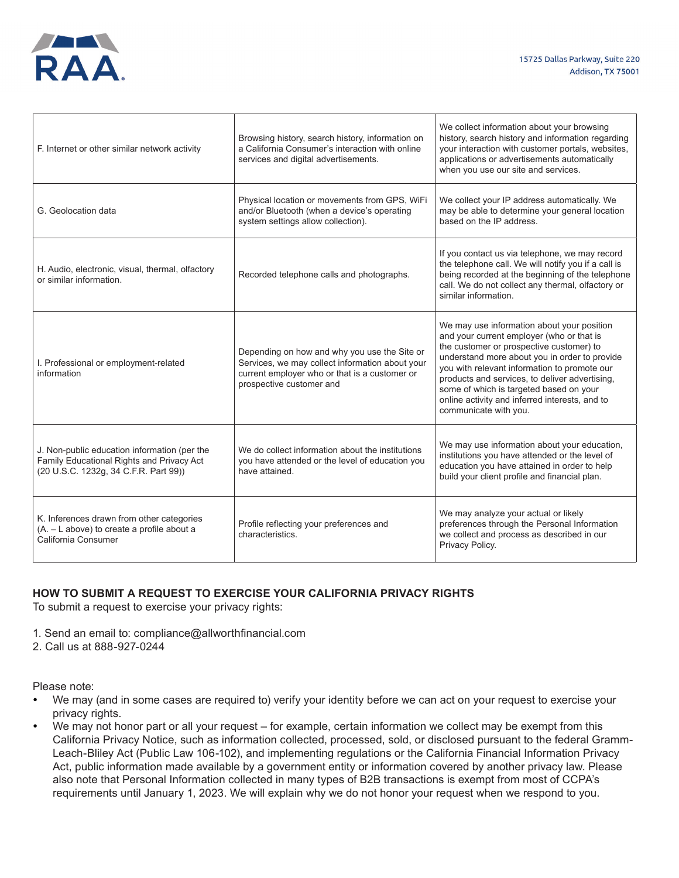| | | |
|---|---|---|
| F. Internet or other similar network activity | Browsing history, search history, information on a California Consumer's interaction with online services and digital advertisements. | We collect information about your browsing history, search history and information regarding your interaction with customer portals, websites, applications or advertisements automatically when you use our site and services. |
| G. Geolocation data | Physical location or movements from GPS, WiFi and/or Bluetooth (when a device's operating system settings allow collection). | We collect your IP address automatically. We may be able to determine your general location based on the IP address. |
| H. Audio, electronic, visual, thermal, olfactory or similar information. | Recorded telephone calls and photographs. | If you contact us via telephone, we may record the telephone call. We will notify you if a call is being recorded at the beginning of the telephone call. We do not collect any thermal, olfactory or similar information. |
| I. Professional or employment-related information | Depending on how and why you use the Site or Services, we may collect information about your current employer who or that is a customer or prospective customer and | We may use information about your position and your current employer (who or that is the customer or prospective customer) to understand more about you in order to provide you with relevant information to promote our products and services, to deliver advertising, some of which is targeted based on your online activity and inferred interests, and to communicate with you. |
| J. Non-public education information (per the Family Educational Rights and Privacy Act (20 U.S.C. 1232g, 34 C.F.R. Part 99)) | We do collect information about the institutions you have attended or the level of education you have attained. | We may use information about your education, institutions you have attended or the level of education you have attained in order to help build your client profile and financial plan. |
| K. Inferences drawn from other categories (A. – L above) to create a profile about a California Consumer | Profile reflecting your preferences and characteristics. | We may analyze your actual or likely preferences through the Personal Information we collect and process as described in our Privacy Policy. |

**HOW TO SUBMIT A REQUEST TO EXERCISE YOUR CALIFORNIA PRIVACY RIGHTS**

To submit a request to exercise your privacy rights:

1. Send an email to: compliance@allworthfinancial.com
2. Call us at 888-927-0244

Please note:

- We may (and in some cases are required to) verify your identity before we can act on your request to exercise your privacy rights.
- We may not honor part or all your request – for example, certain information we collect may be exempt from this California Privacy Notice, such as information collected, processed, sold, or disclosed pursuant to the federal Gramm-Leach-Bliley Act (Public Law 106-102), and implementing regulations or the California Financial Information Privacy Act, public information made available by a government entity or information covered by another privacy law. Please also note that Personal Information collected in many types of B2B transactions is exempt from most of CCPA's requirements until January 1, 2023. We will explain why we do not honor your request when we respond to you.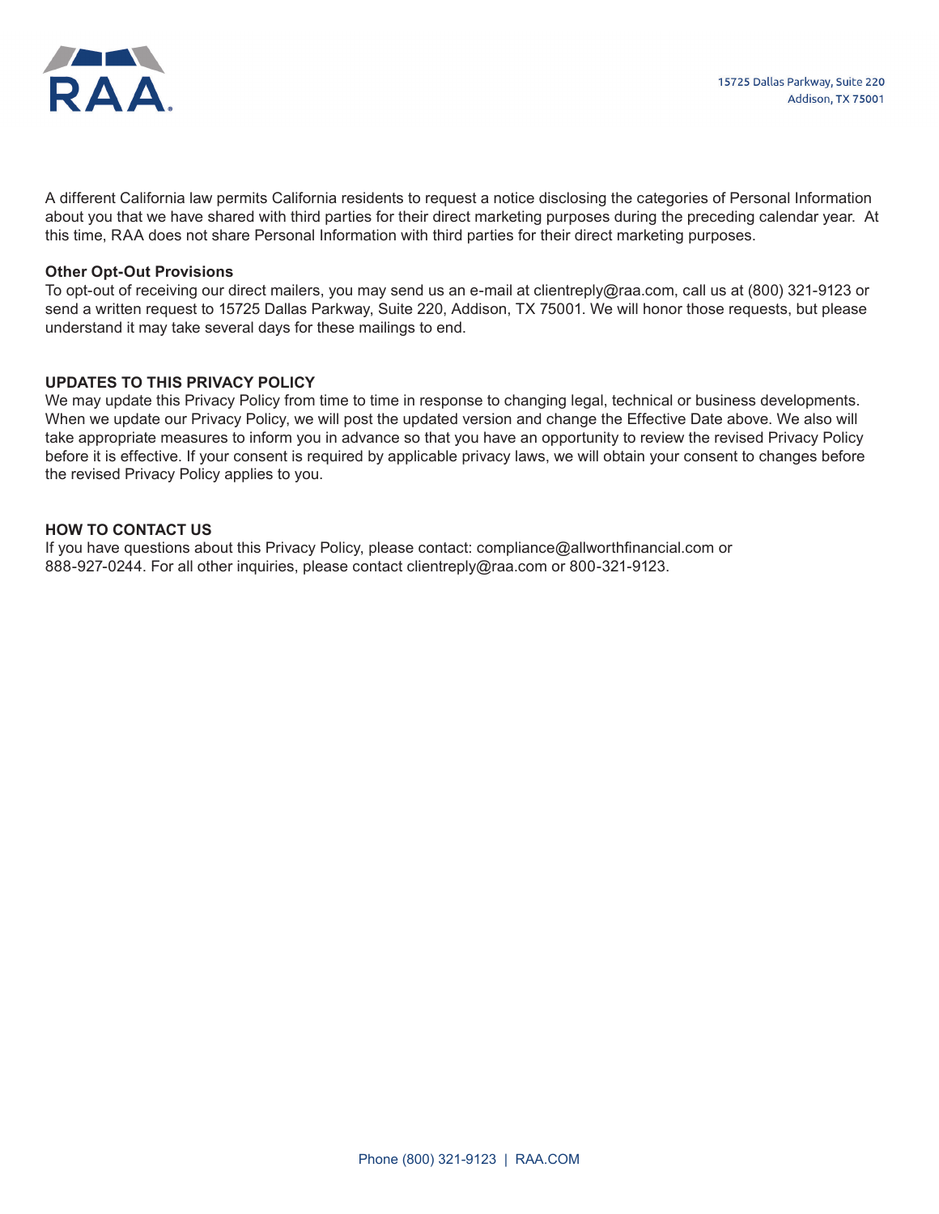A different California law permits California residents to request a notice disclosing the categories of Personal Information about you that we have shared with third parties for their direct marketing purposes during the preceding calendar year. At this time, RAA does not share Personal Information with third parties for their direct marketing purposes.

**Other Opt-Out Provisions**

To opt-out of receiving our direct mailers, you may send us an e-mail at clientreply@raa.com, call us at (800) 321-9123 or send a written request to 15725 Dallas Parkway, Suite 220, Addison, TX 75001. We will honor those requests, but please understand it may take several days for these mailings to end.

## UPDATES TO THIS PRIVACY POLICY

We may update this Privacy Policy from time to time in response to changing legal, technical or business developments. When we update our Privacy Policy, we will post the updated version and change the Effective Date above. We also will take appropriate measures to inform you in advance so that you have an opportunity to review the revised Privacy Policy before it is effective. If your consent is required by applicable privacy laws, we will obtain your consent to changes before the revised Privacy Policy applies to you.

## HOW TO CONTACT US

If you have questions about this Privacy Policy, please contact: compliance@allworthfinancial.com or 888-927-0244. For all other inquiries, please contact clientreply@raa.com or 800-321-9123.